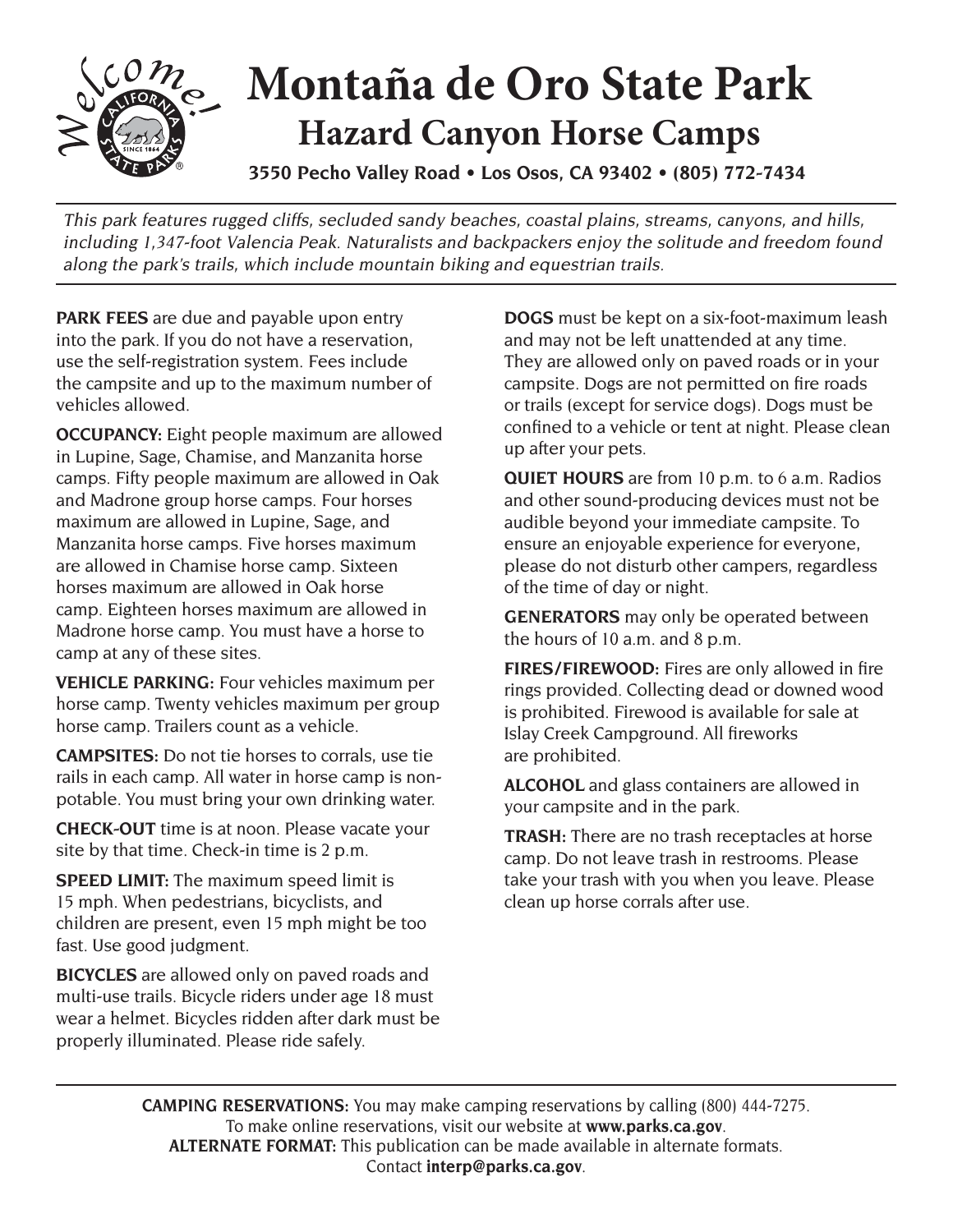# Montaña de Oro State Park

## Hazard Canyon Horse Camps

**3550 Pecho Valley Road • Los Osos, CA 93402 • (805) 772-7434**

*This park features rugged cliffs, secluded sandy beaches, coastal plains, streams, canyons, and hills, including 1,347-foot Valencia Peak. Naturalists and backpackers enjoy the solitude and freedom found along the park's trails, which include mountain biking and equestrian trails.*

**PARK FEES** are due and payable upon entry into the park. If you do not have a reservation, use the self-registration system. Fees include the campsite and up to the maximum number of vehicles allowed.

**OCCUPANCY:** Eight people maximum are allowed in Lupine, Sage, Chamise, and Manzanita horse camps. Fifty people maximum are allowed in Oak and Madrone group horse camps. Four horses maximum are allowed in Lupine, Sage, and Manzanita horse camps. Five horses maximum are allowed in Chamise horse camp. Sixteen horses maximum are allowed in Oak horse camp. Eighteen horses maximum are allowed in Madrone horse camp. You must have a horse to camp at any of these sites.

**VEHICLE PARKING:** Four vehicles maximum per horse camp. Twenty vehicles maximum per group horse camp. Trailers count as a vehicle.

**CAMPSITES:** Do not tie horses to corrals, use tie rails in each camp. All water in horse camp is non-potable. You must bring your own drinking water.

**CHECK-OUT** time is at noon. Please vacate your site by that time. Check-in time is 2 p.m.

**SPEED LIMIT:** The maximum speed limit is 15 mph. When pedestrians, bicyclists, and children are present, even 15 mph might be too fast. Use good judgment.

**BICYCLES** are allowed only on paved roads and multi-use trails. Bicycle riders under age 18 must wear a helmet. Bicycles ridden after dark must be properly illuminated. Please ride safely.

**DOGS** must be kept on a six-foot-maximum leash and may not be left unattended at any time. They are allowed only on paved roads or in your campsite. Dogs are not permitted on fire roads or trails (except for service dogs). Dogs must be confined to a vehicle or tent at night. Please clean up after your pets.

**QUIET HOURS** are from 10 p.m. to 6 a.m. Radios and other sound-producing devices must not be audible beyond your immediate campsite. To ensure an enjoyable experience for everyone, please do not disturb other campers, regardless of the time of day or night.

**GENERATORS** may only be operated between the hours of 10 a.m. and 8 p.m.

**FIRES/FIREWOOD:** Fires are only allowed in fire rings provided. Collecting dead or downed wood is prohibited. Firewood is available for sale at Islay Creek Campground. All fireworks are prohibited.

**ALCOHOL** and glass containers are allowed in your campsite and in the park.

**TRASH:** There are no trash receptacles at horse camp. Do not leave trash in restrooms. Please take your trash with you when you leave. Please clean up horse corrals after use.

**CAMPING RESERVATIONS:** You may make camping reservations by calling (800) 444-7275. To make online reservations, visit our website at **www.parks.ca.gov**.

**ALTERNATE FORMAT:** This publication can be made available in alternate formats. Contact **interp@parks.ca.gov**.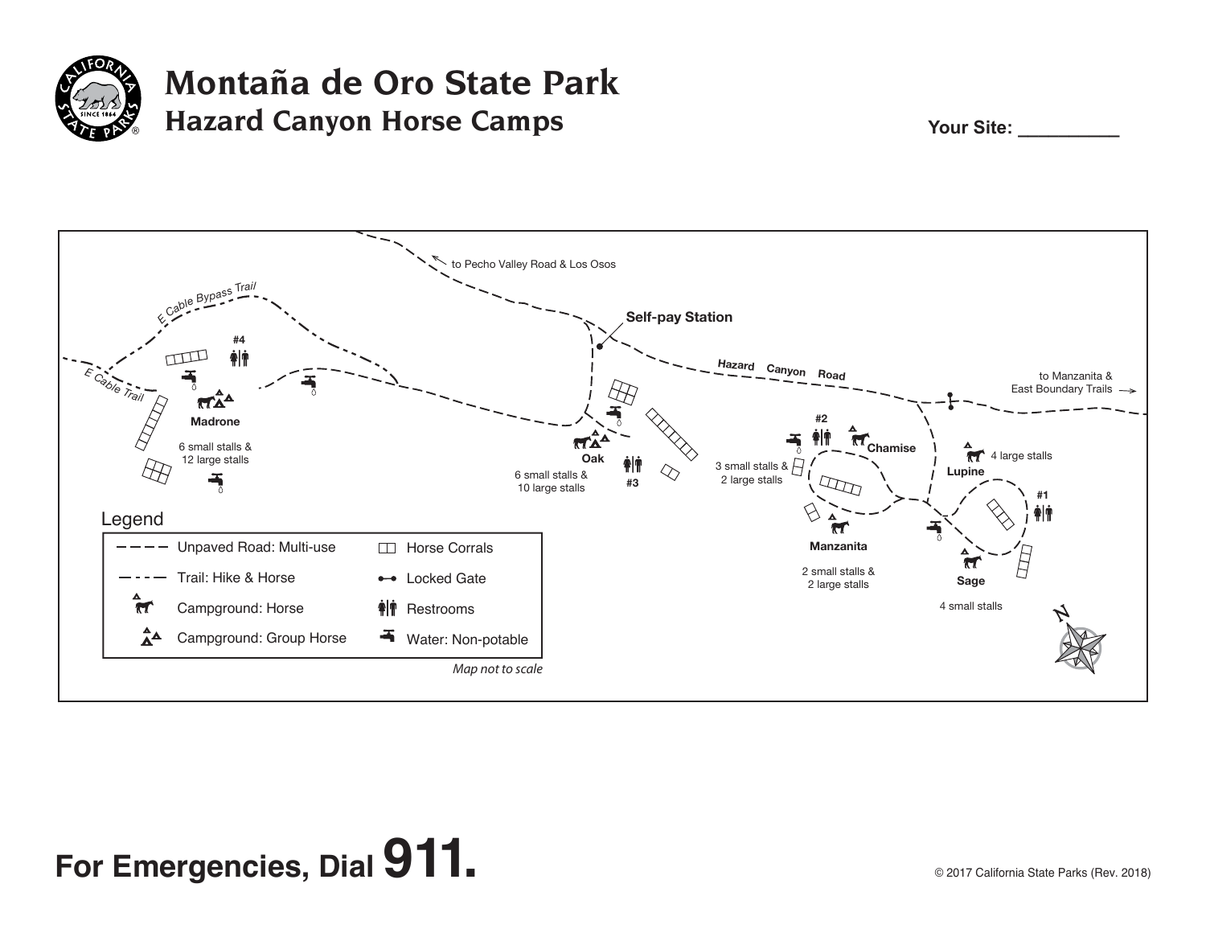# Montaña de Oro State Park

## Hazard Canyon Horse Camps

Your Site: __________

to Pecho Valley Road & Los Osos

E Cable Bypass Trail

E Cable Trail

Self-pay Station

Hazard Canyon Road

to Manzanita & East Boundary Trails →

#4

Madrone

6 small stalls & 12 large stalls

Oak

6 small stalls & 10 large stalls

#3

#2

Chamise

3 small stalls & 2 large stalls

Manzanita

2 small stalls & 2 large stalls

Lupine

4 large stalls

#1

Sage

4 small stalls

N

Legend

- Unpaved Road: Multi-use
- Trail: Hike & Horse
- Campground: Horse
- Campground: Group Horse
- Horse Corrals
- Locked Gate
- Restrooms
- Water: Non-potable

*Map not to scale*

**For Emergencies, Dial 911.**

© 2017 California State Parks (Rev. 2018)